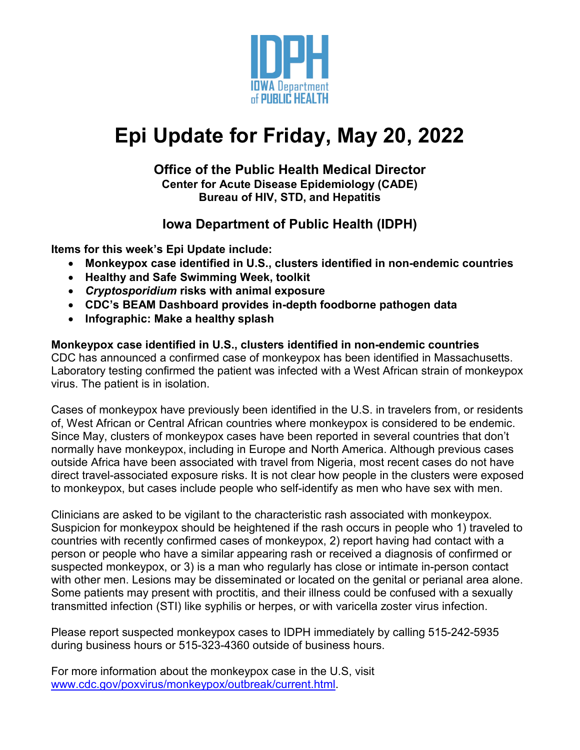IDPH
IOWA Department of PUBLIC HEALTH

# Epi Update for Friday, May 20, 2022

**Office of the Public Health Medical Director**
**Center for Acute Disease Epidemiology (CADE)**
**Bureau of HIV, STD, and Hepatitis**

**Iowa Department of Public Health (IDPH)**

**Items for this week's Epi Update include:**

- **Monkeypox case identified in U.S., clusters identified in non-endemic countries**
- **Healthy and Safe Swimming Week, toolkit**
- ***Cryptosporidium* risks with animal exposure**
- **CDC's BEAM Dashboard provides in-depth foodborne pathogen data**
- **Infographic: Make a healthy splash**

## Monkeypox case identified in U.S., clusters identified in non-endemic countries

CDC has announced a confirmed case of monkeypox has been identified in Massachusetts. Laboratory testing confirmed the patient was infected with a West African strain of monkeypox virus. The patient is in isolation.

Cases of monkeypox have previously been identified in the U.S. in travelers from, or residents of, West African or Central African countries where monkeypox is considered to be endemic. Since May, clusters of monkeypox cases have been reported in several countries that don't normally have monkeypox, including in Europe and North America. Although previous cases outside Africa have been associated with travel from Nigeria, most recent cases do not have direct travel-associated exposure risks. It is not clear how people in the clusters were exposed to monkeypox, but cases include people who self-identify as men who have sex with men.

Clinicians are asked to be vigilant to the characteristic rash associated with monkeypox. Suspicion for monkeypox should be heightened if the rash occurs in people who 1) traveled to countries with recently confirmed cases of monkeypox, 2) report having had contact with a person or people who have a similar appearing rash or received a diagnosis of confirmed or suspected monkeypox, or 3) is a man who regularly has close or intimate in-person contact with other men. Lesions may be disseminated or located on the genital or perianal area alone. Some patients may present with proctitis, and their illness could be confused with a sexually transmitted infection (STI) like syphilis or herpes, or with varicella zoster virus infection.

Please report suspected monkeypox cases to IDPH immediately by calling 515-242-5935 during business hours or 515-323-4360 outside of business hours.

For more information about the monkeypox case in the U.S, visit [www.cdc.gov/poxvirus/monkeypox/outbreak/current.html](www.cdc.gov/poxvirus/monkeypox/outbreak/current.html).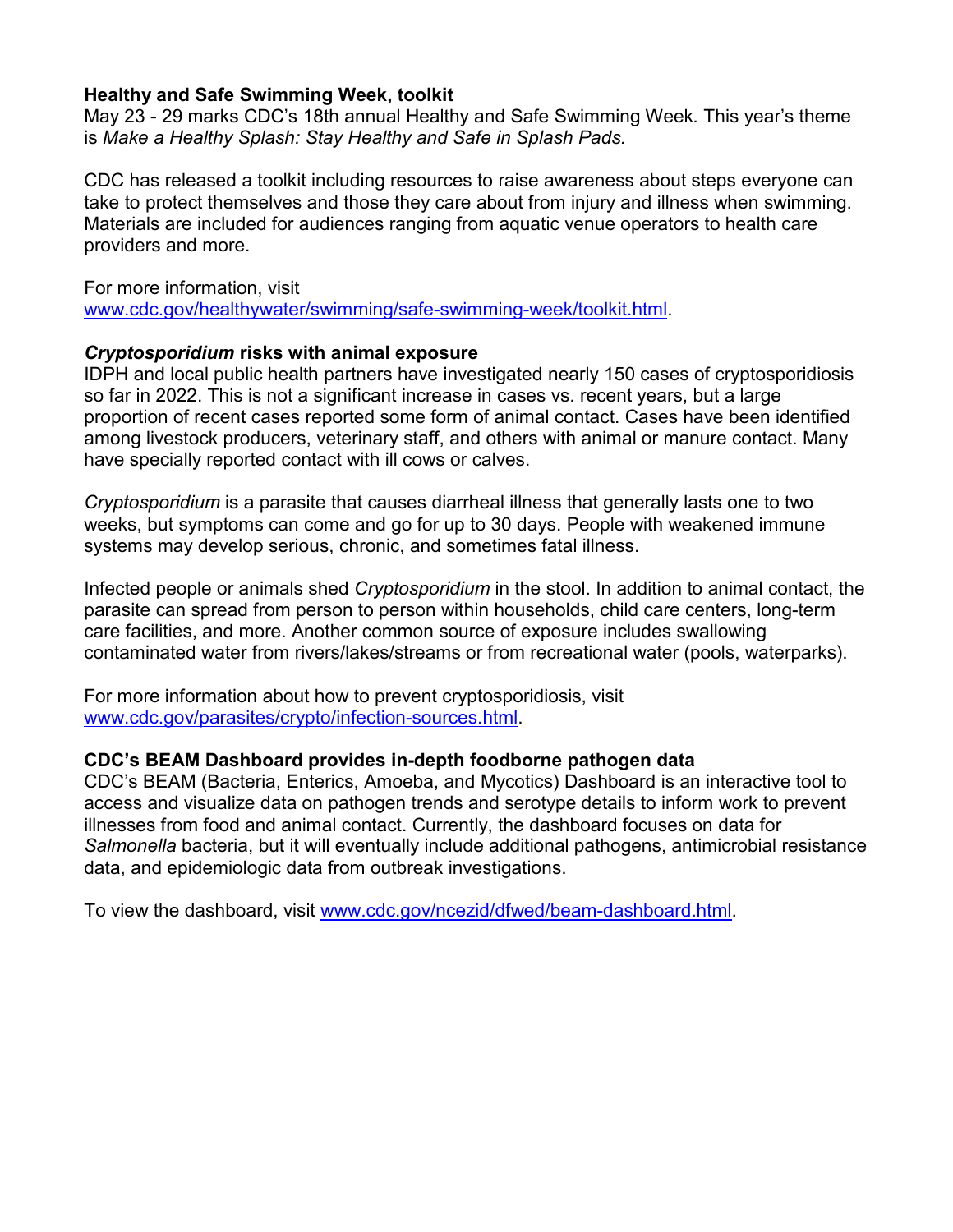**Healthy and Safe Swimming Week, toolkit**

May 23 - 29 marks CDC's 18th annual Healthy and Safe Swimming Week. This year's theme is *Make a Healthy Splash: Stay Healthy and Safe in Splash Pads.*

CDC has released a toolkit including resources to raise awareness about steps everyone can take to protect themselves and those they care about from injury and illness when swimming. Materials are included for audiences ranging from aquatic venue operators to health care providers and more.

For more information, visit [www.cdc.gov/healthywater/swimming/safe-swimming-week/toolkit.html](www.cdc.gov/healthywater/swimming/safe-swimming-week/toolkit.html).

***Cryptosporidium* risks with animal exposure**

IDPH and local public health partners have investigated nearly 150 cases of cryptosporidiosis so far in 2022. This is not a significant increase in cases vs. recent years, but a large proportion of recent cases reported some form of animal contact. Cases have been identified among livestock producers, veterinary staff, and others with animal or manure contact. Many have specially reported contact with ill cows or calves.

*Cryptosporidium* is a parasite that causes diarrheal illness that generally lasts one to two weeks, but symptoms can come and go for up to 30 days. People with weakened immune systems may develop serious, chronic, and sometimes fatal illness.

Infected people or animals shed *Cryptosporidium* in the stool. In addition to animal contact, the parasite can spread from person to person within households, child care centers, long-term care facilities, and more. Another common source of exposure includes swallowing contaminated water from rivers/lakes/streams or from recreational water (pools, waterparks).

For more information about how to prevent cryptosporidiosis, visit [www.cdc.gov/parasites/crypto/infection-sources.html](www.cdc.gov/parasites/crypto/infection-sources.html).

**CDC's BEAM Dashboard provides in-depth foodborne pathogen data**

CDC's BEAM (Bacteria, Enterics, Amoeba, and Mycotics) Dashboard is an interactive tool to access and visualize data on pathogen trends and serotype details to inform work to prevent illnesses from food and animal contact. Currently, the dashboard focuses on data for *Salmonella* bacteria, but it will eventually include additional pathogens, antimicrobial resistance data, and epidemiologic data from outbreak investigations.

To view the dashboard, visit [www.cdc.gov/ncezid/dfwed/beam-dashboard.html](www.cdc.gov/ncezid/dfwed/beam-dashboard.html).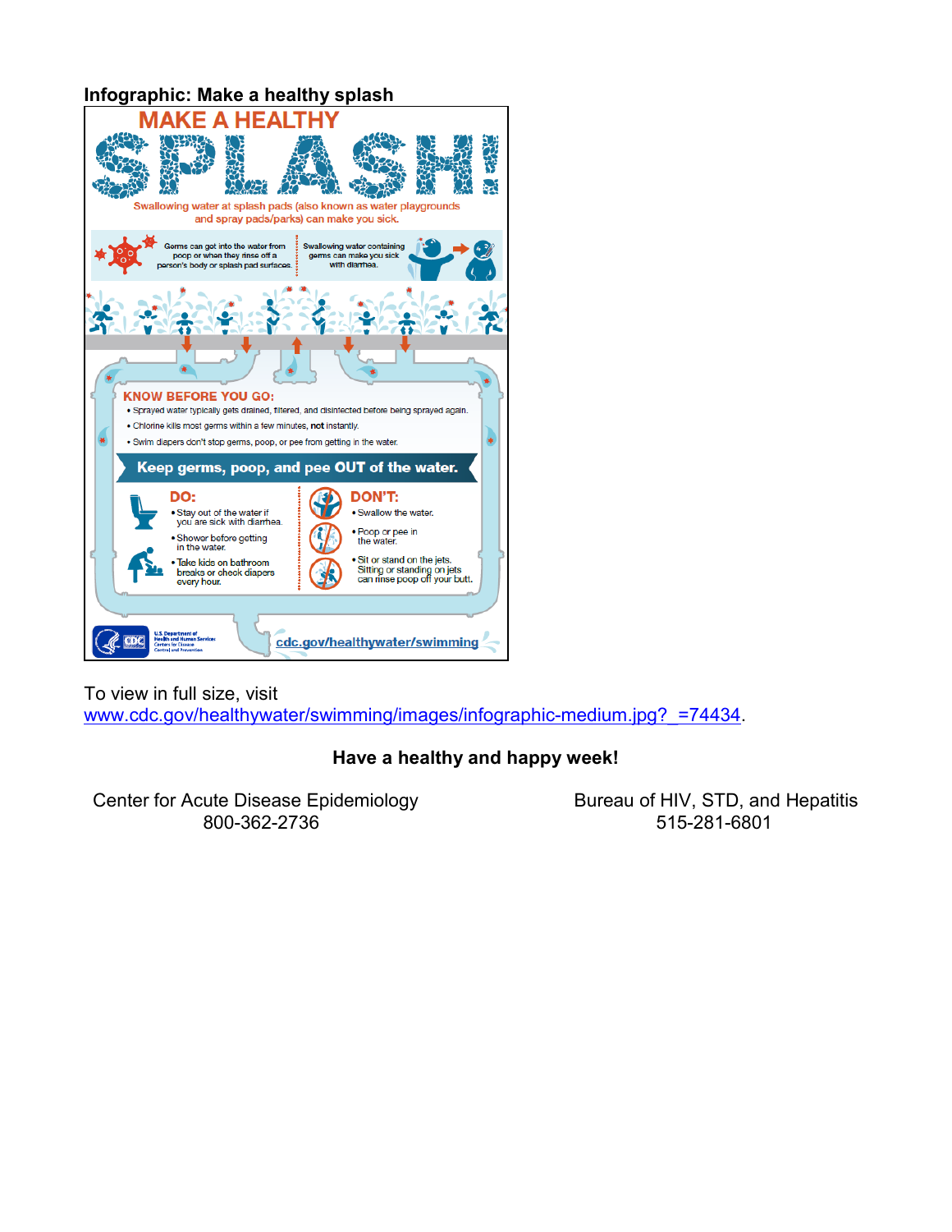**Infographic: Make a healthy splash**

MAKE A HEALTHY

SPLASH!

Swallowing water at splash pads (also known as water playgrounds and spray pads/parks) can make you sick.

Germs can get into the water from poop or when they rinse off a person's body or splash pad surfaces.

Swallowing water containing germs can make you sick with diarrhea.

KNOW BEFORE YOU GO:

- Sprayed water typically gets drained, filtered, and disinfected before being sprayed again.
- Chlorine kills most germs within a few minutes, **not** instantly.
- Swim diapers don't stop germs, poop, or pee from getting in the water.

**Keep germs, poop, and pee OUT of the water.**

DO:

- Stay out of the water if you are sick with diarrhea.
- Shower before getting in the water.
- Take kids on bathroom breaks or check diapers every hour.

DON'T:

- Swallow the water.
- Poop or pee in the water.
- Sit or stand on the jets. Sitting or standing on jets can rinse poop off your butt.

U.S. Department of Health and Human Services
Centers for Disease Control and Prevention

cdc.gov/healthywater/swimming

To view in full size, visit www.cdc.gov/healthywater/swimming/images/infographic-medium.jpg?_=74434.

**Have a healthy and happy week!**

Center for Acute Disease Epidemiology
800-362-2736

Bureau of HIV, STD, and Hepatitis
515-281-6801